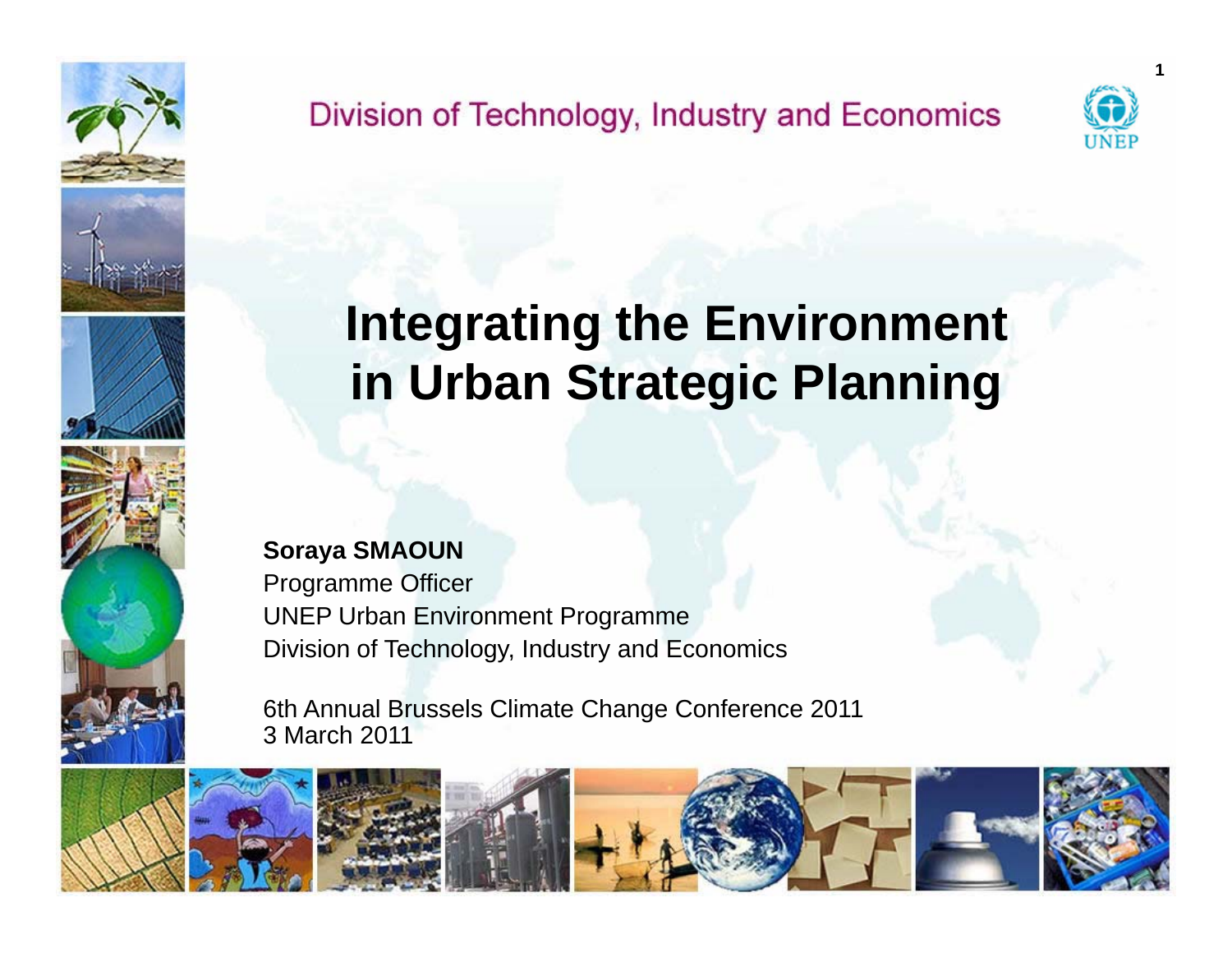Division of Technology, Industry and Economics

UNEP

# Integrating the Environment in Urban Strategic Planning

**Soraya SMAOUN**
Programme Officer
UNEP Urban Environment Programme
Division of Technology, Industry and Economics

6th Annual Brussels Climate Change Conference 2011
3 March 2011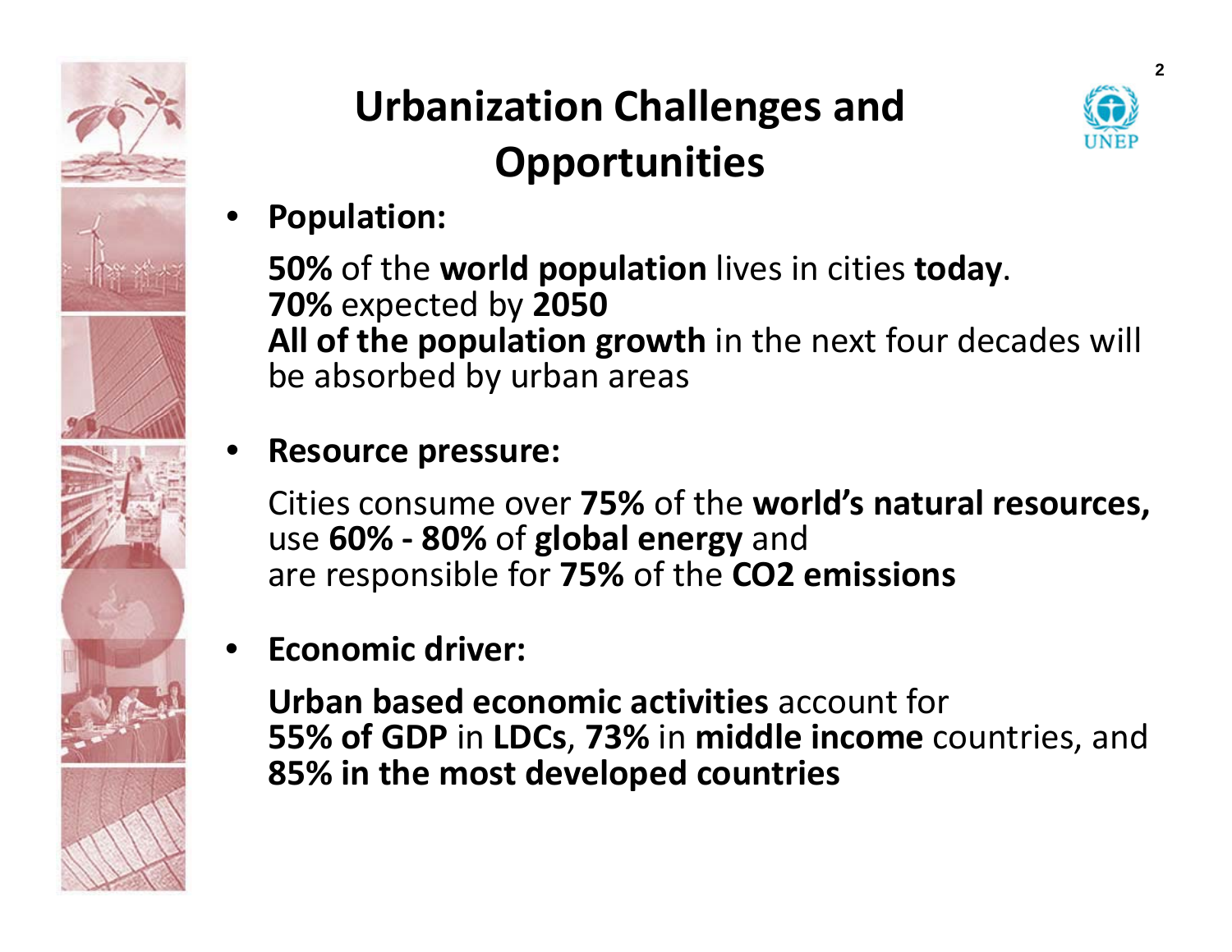# Urbanization Challenges and Opportunities

- **Population:**

  **50%** of the **world population** lives in cities **today**.
  **70%** expected by **2050**
  **All of the population growth** in the next four decades will be absorbed by urban areas

- **Resource pressure:**

  Cities consume over **75%** of the **world's natural resources,** use **60% - 80%** of **global energy** and are responsible for **75%** of the **$CO_2$ emissions**

- **Economic driver:**

  **Urban based economic activities** account for **55% of GDP** in **LDCs**, **73%** in **middle income** countries, and **85% in the most developed countries**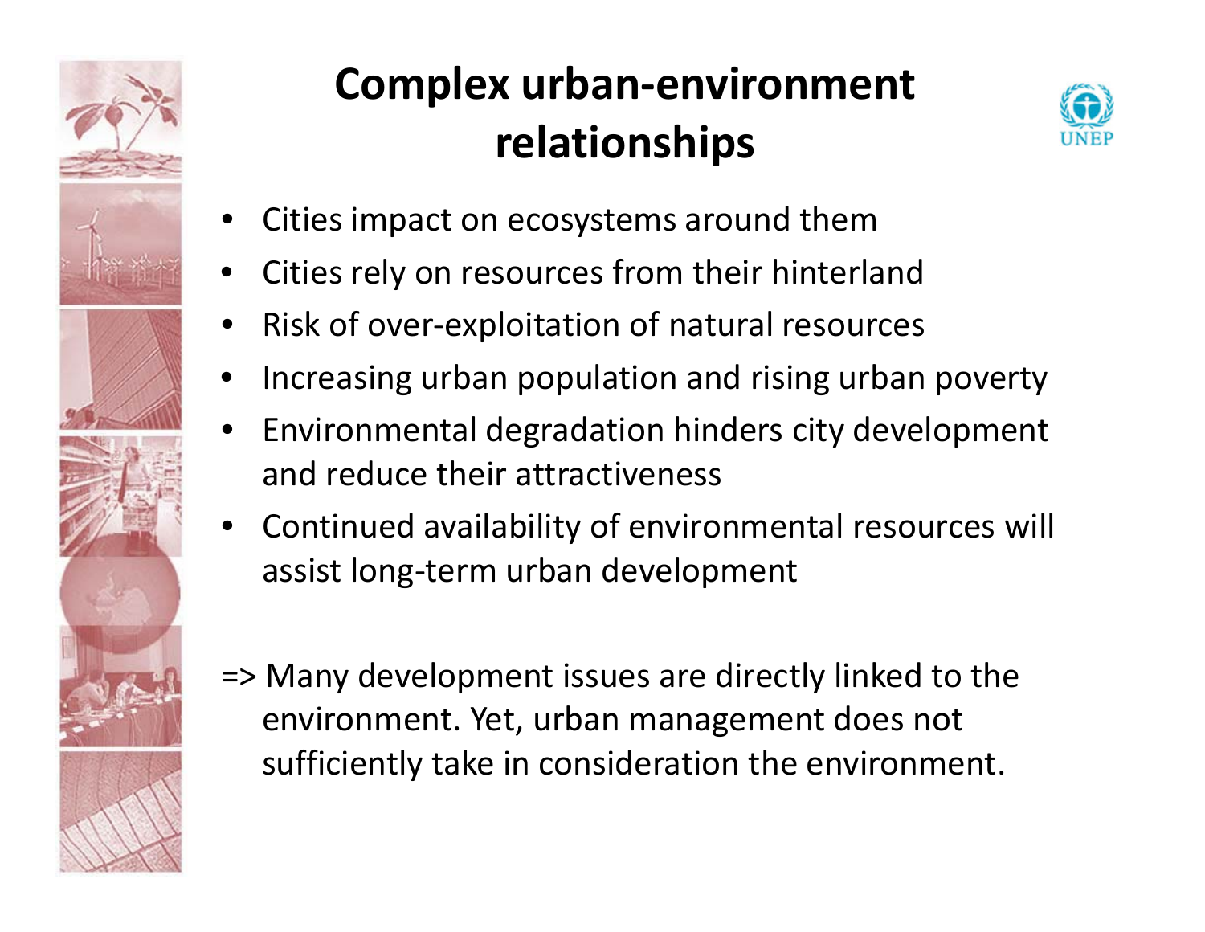# Complex urban-environment relationships

- Cities impact on ecosystems around them
- Cities rely on resources from their hinterland
- Risk of over-exploitation of natural resources
- Increasing urban population and rising urban poverty
- Environmental degradation hinders city development and reduce their attractiveness
- Continued availability of environmental resources will assist long-term urban development

=> Many development issues are directly linked to the environment. Yet, urban management does not sufficiently take in consideration the environment.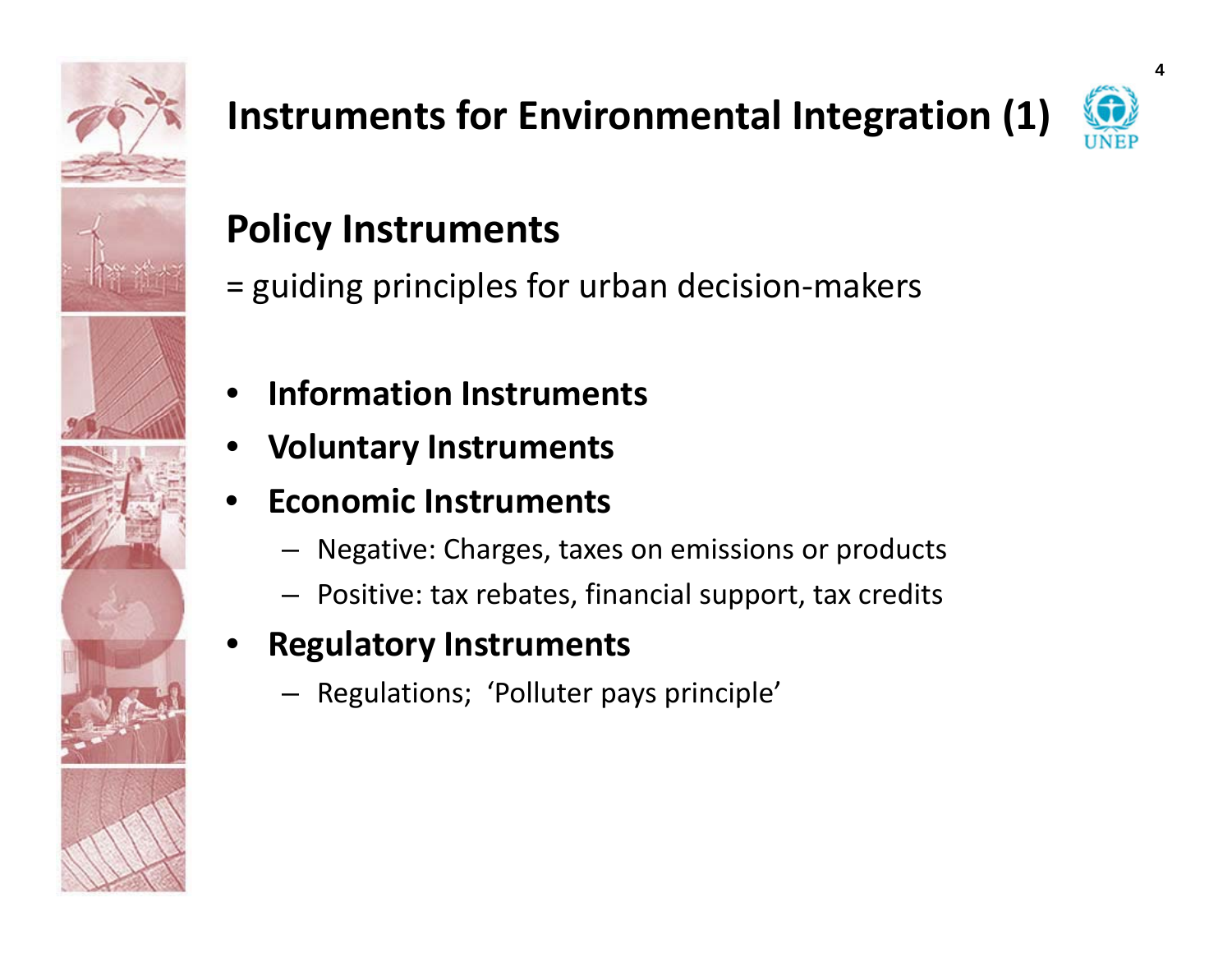# Instruments for Environmental Integration (1)

## Policy Instruments

= guiding principles for urban decision-makers

- **Information Instruments**
- **Voluntary Instruments**
- **Economic Instruments**
  - Negative: Charges, taxes on emissions or products
  - Positive: tax rebates, financial support, tax credits
- **Regulatory Instruments**
  - Regulations; 'Polluter pays principle'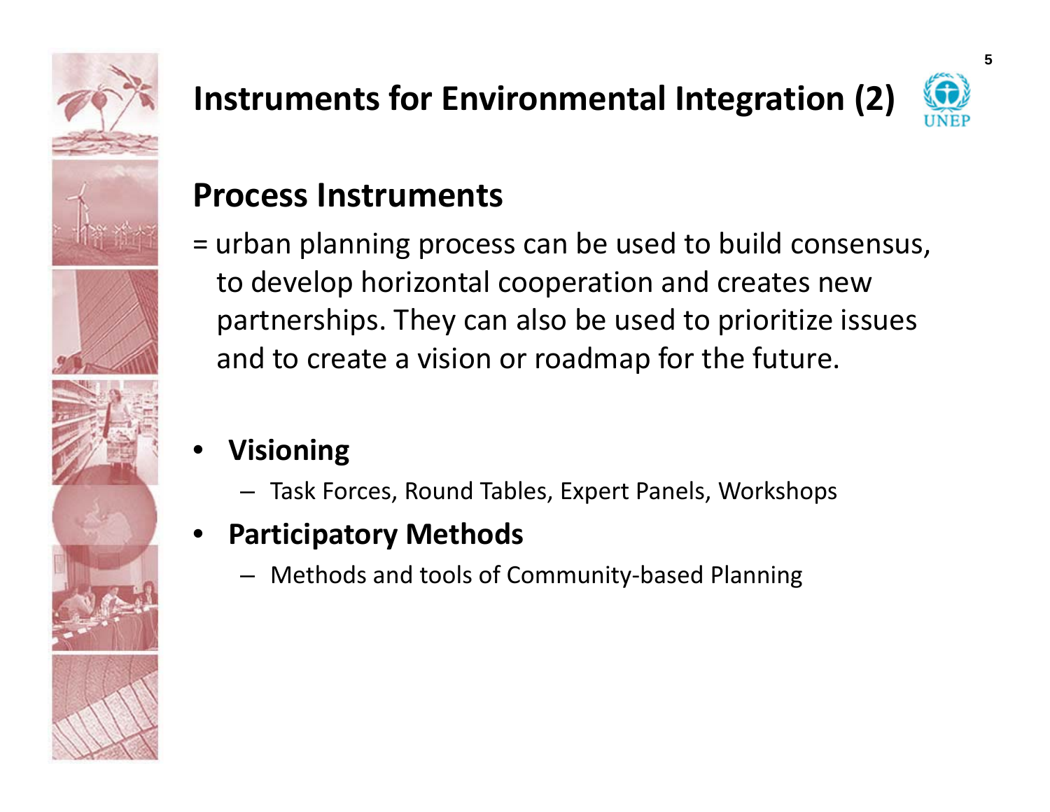# Instruments for Environmental Integration (2)

## Process Instruments

= urban planning process can be used to build consensus, to develop horizontal cooperation and creates new partnerships. They can also be used to prioritize issues and to create a vision or roadmap for the future.

- **Visioning**
  - Task Forces, Round Tables, Expert Panels, Workshops
- **Participatory Methods**
  - Methods and tools of Community-based Planning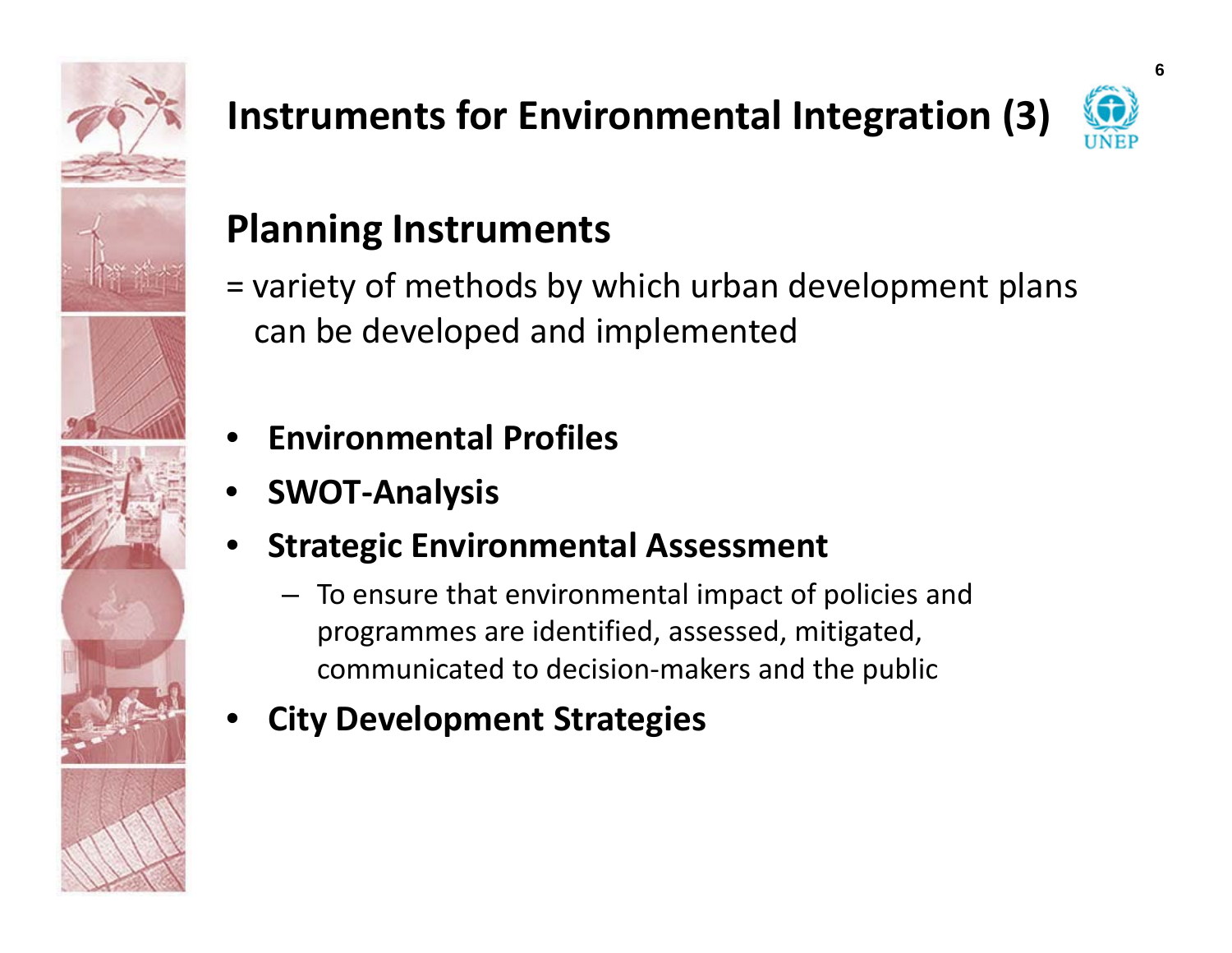# Instruments for Environmental Integration (3)

## Planning Instruments

= variety of methods by which urban development plans can be developed and implemented

- **Environmental Profiles**
- **SWOT-Analysis**
- **Strategic Environmental Assessment**
  - To ensure that environmental impact of policies and programmes are identified, assessed, mitigated, communicated to decision-makers and the public
- **City Development Strategies**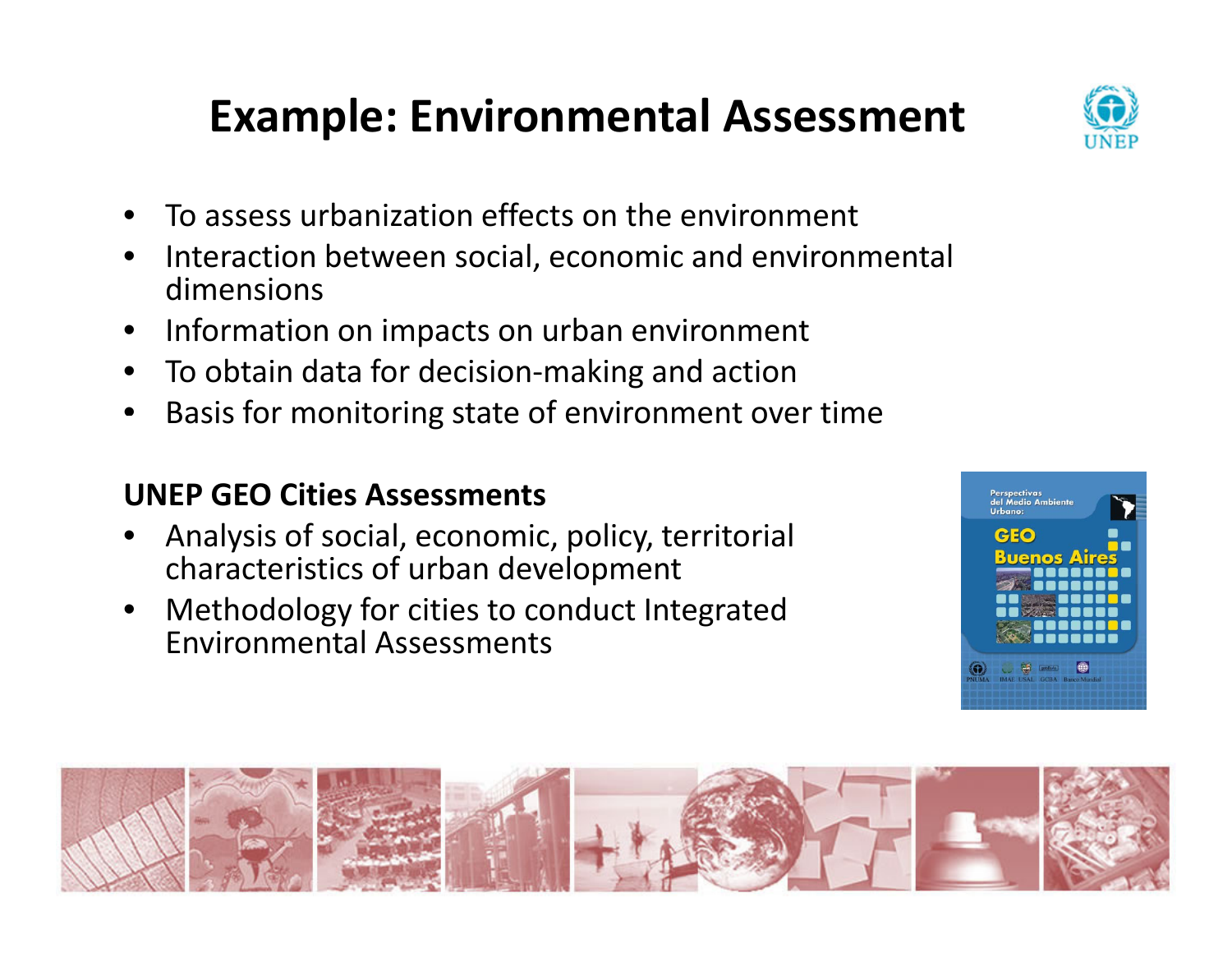# Example: Environmental Assessment

- To assess urbanization effects on the environment
- Interaction between social, economic and environmental dimensions
- Information on impacts on urban environment
- To obtain data for decision-making and action
- Basis for monitoring state of environment over time

**UNEP GEO Cities Assessments**

- Analysis of social, economic, policy, territorial characteristics of urban development
- Methodology for cities to conduct Integrated Environmental Assessments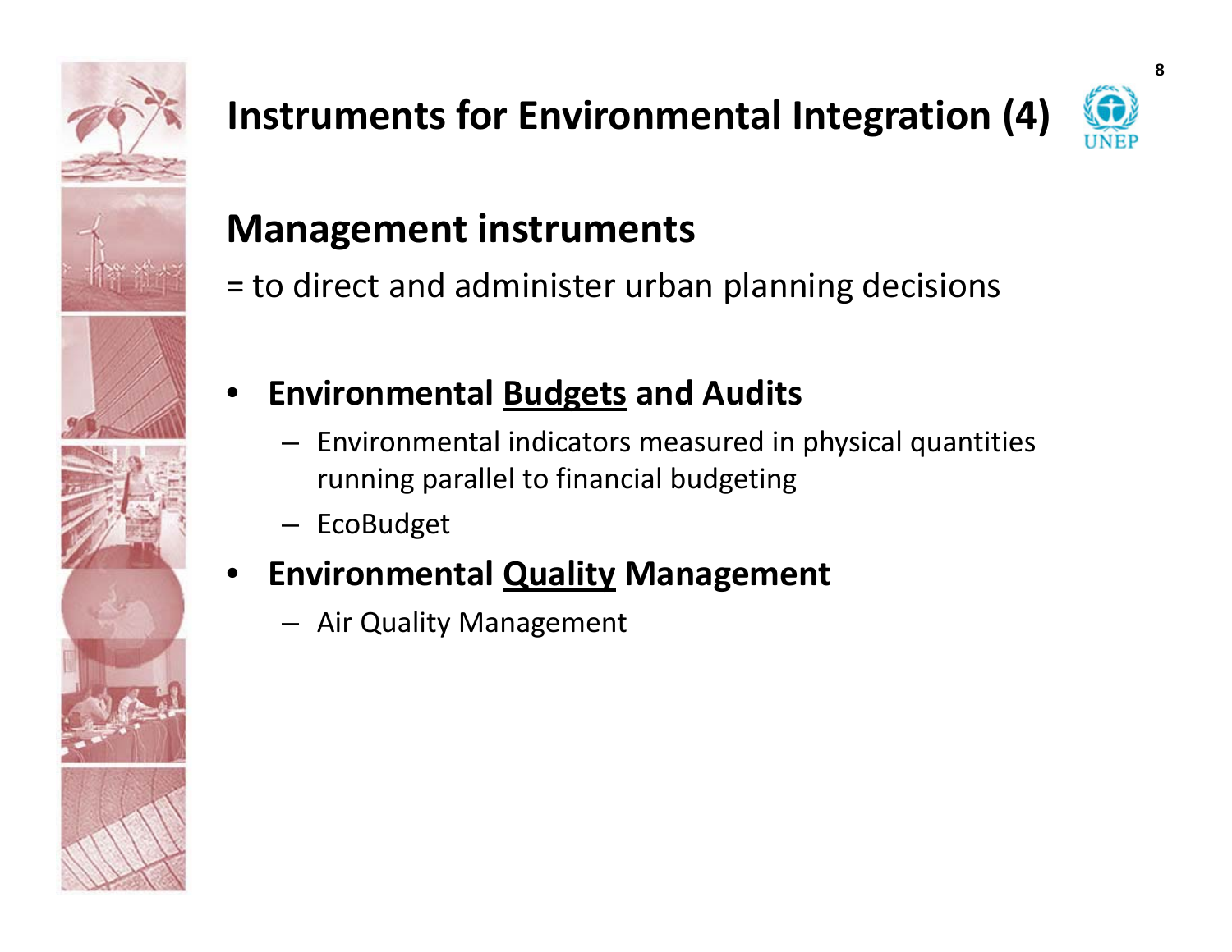# Instruments for Environmental Integration (4)

## Management instruments

= to direct and administer urban planning decisions

- **Environmental <u>Budgets</u> and Audits**
  - Environmental indicators measured in physical quantities running parallel to financial budgeting
  - EcoBudget
- **Environmental <u>Quality</u> Management**
  - Air Quality Management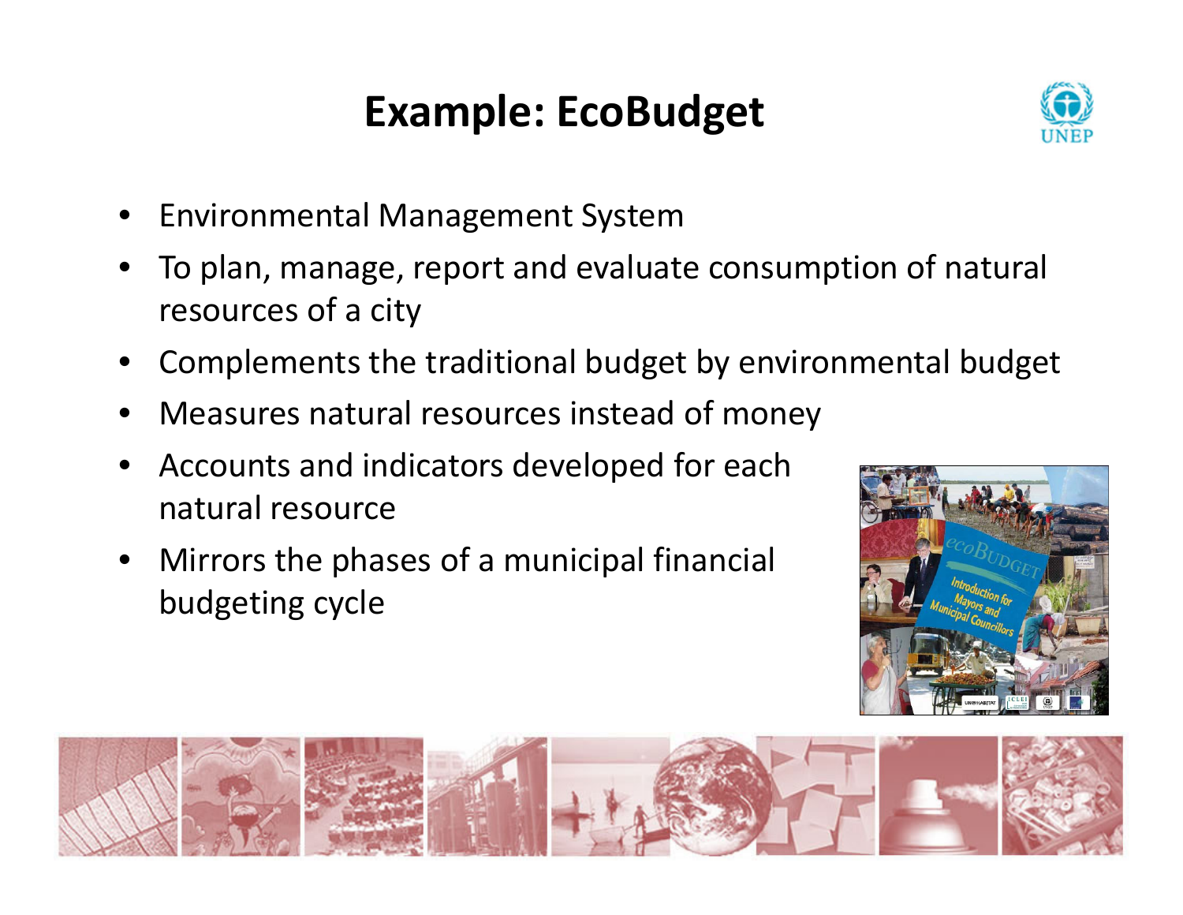# Example: EcoBudget

- Environmental Management System
- To plan, manage, report and evaluate consumption of natural resources of a city
- Complements the traditional budget by environmental budget
- Measures natural resources instead of money
- Accounts and indicators developed for each natural resource
- Mirrors the phases of a municipal financial budgeting cycle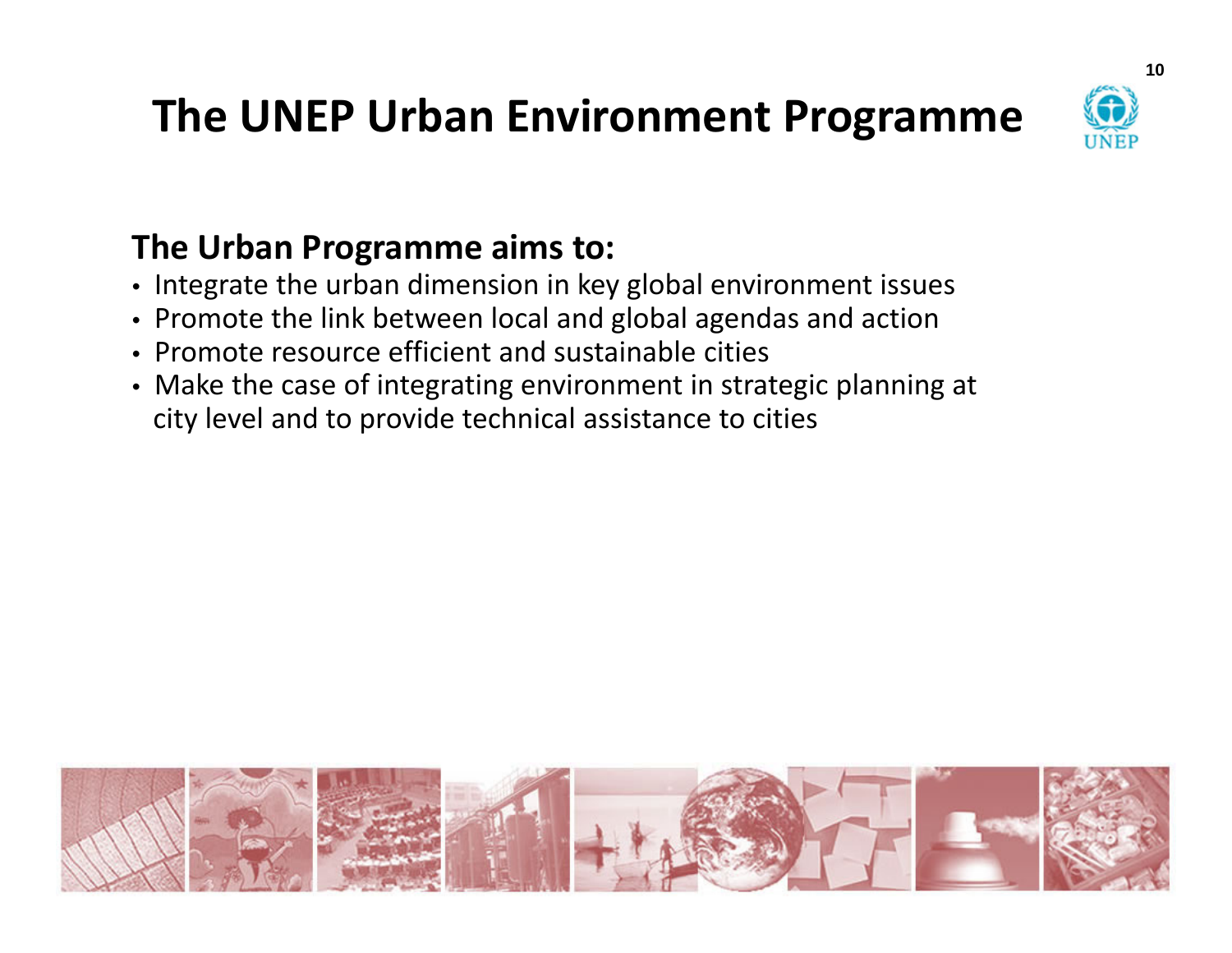# The UNEP Urban Environment Programme

**The Urban Programme aims to:**

- Integrate the urban dimension in key global environment issues
- Promote the link between local and global agendas and action
- Promote resource efficient and sustainable cities
- Make the case of integrating environment in strategic planning at city level and to provide technical assistance to cities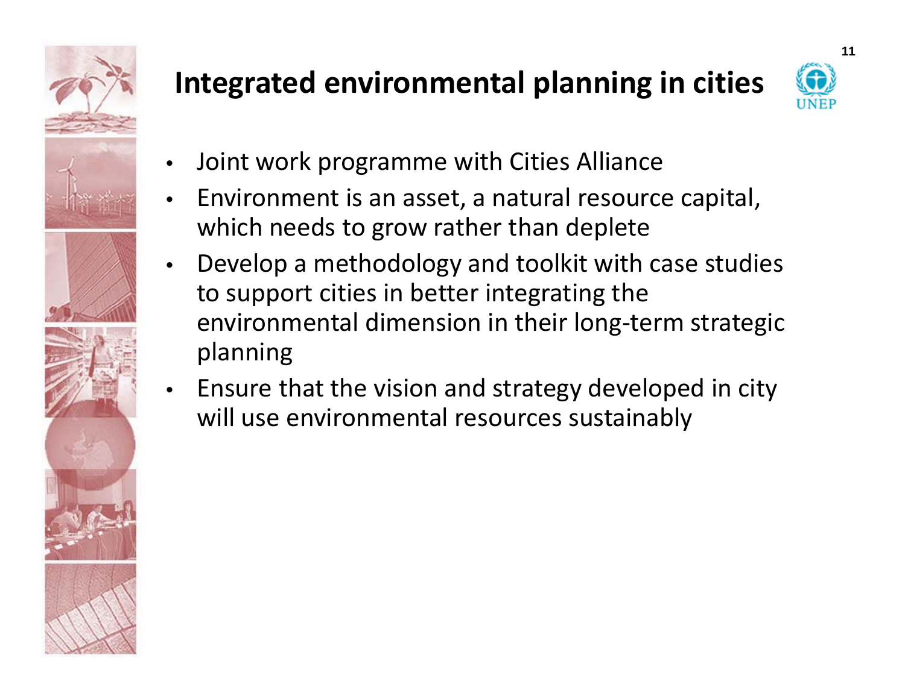# Integrated environmental planning in cities

- Joint work programme with Cities Alliance
- Environment is an asset, a natural resource capital, which needs to grow rather than deplete
- Develop a methodology and toolkit with case studies to support cities in better integrating the environmental dimension in their long-term strategic planning
- Ensure that the vision and strategy developed in city will use environmental resources sustainably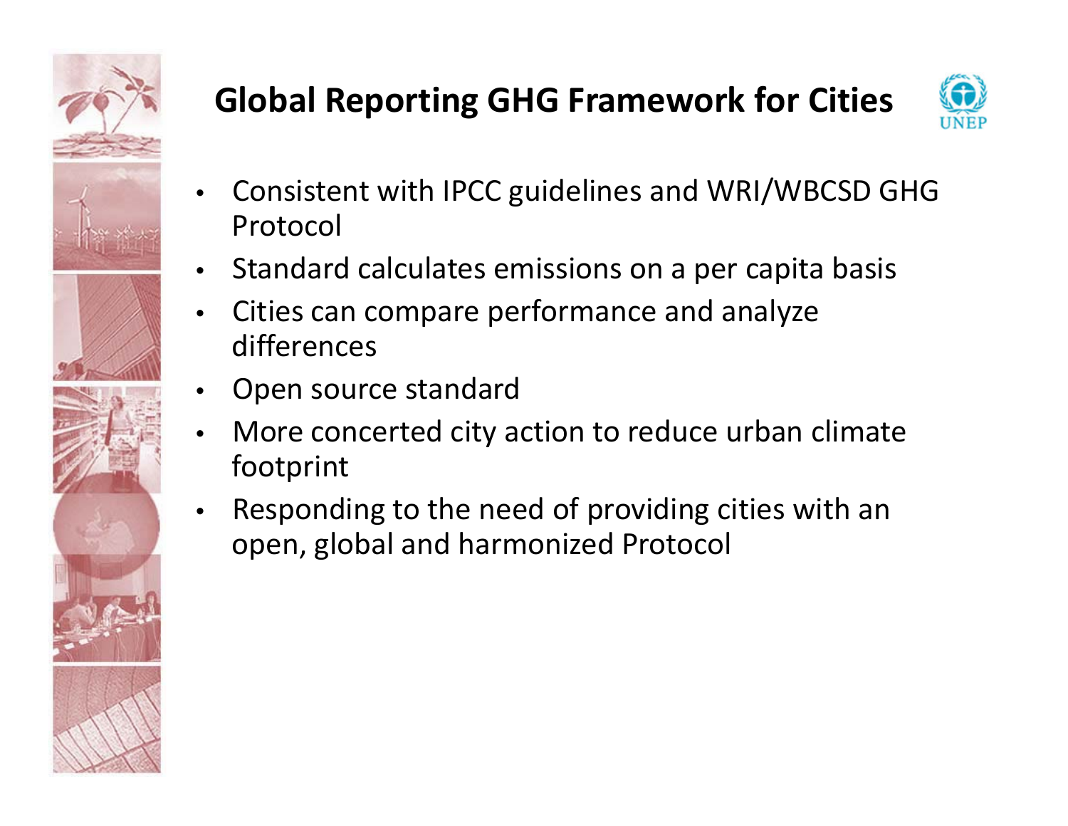# Global Reporting GHG Framework for Cities

- Consistent with IPCC guidelines and WRI/WBCSD GHG Protocol
- Standard calculates emissions on a per capita basis
- Cities can compare performance and analyze differences
- Open source standard
- More concerted city action to reduce urban climate footprint
- Responding to the need of providing cities with an open, global and harmonized Protocol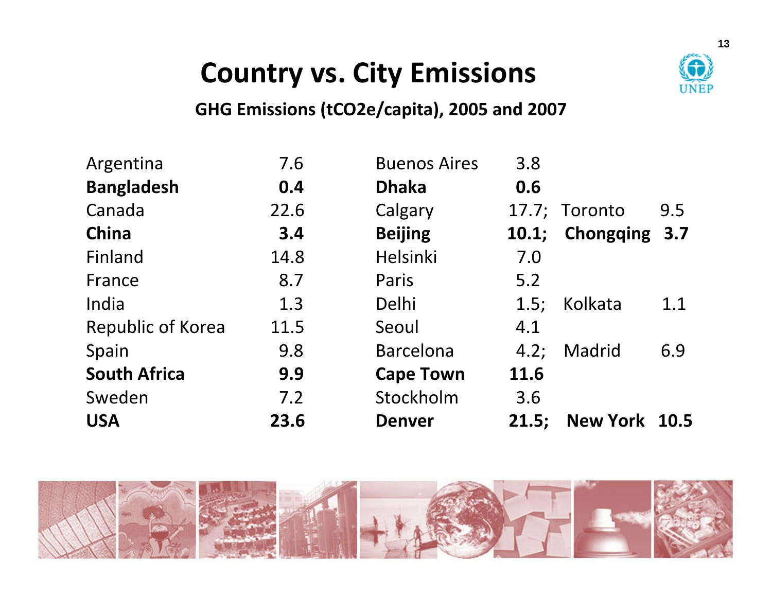# Country vs. City Emissions

## GHG Emissions ($tCO_2e$/capita), 2005 and 2007

| Country | Emissions | City | Emissions | City | Emissions |
|---|---|---|---|---|---|
| Argentina | 7.6 | Buenos Aires | 3.8 | | |
| **Bangladesh** | **0.4** | **Dhaka** | **0.6** | | |
| Canada | 22.6 | Calgary | 17.7; | Toronto | 9.5 |
| **China** | **3.4** | **Beijing** | **10.1;** | **Chongqing** | **3.7** |
| Finland | 14.8 | Helsinki | 7.0 | | |
| France | 8.7 | Paris | 5.2 | | |
| India | 1.3 | Delhi | 1.5; | Kolkata | 1.1 |
| Republic of Korea | 11.5 | Seoul | 4.1 | | |
| Spain | 9.8 | Barcelona | 4.2; | Madrid | 6.9 |
| **South Africa** | **9.9** | **Cape Town** | **11.6** | | |
| Sweden | 7.2 | Stockholm | 3.6 | | |
| **USA** | **23.6** | **Denver** | **21.5;** | **New York** | **10.5** |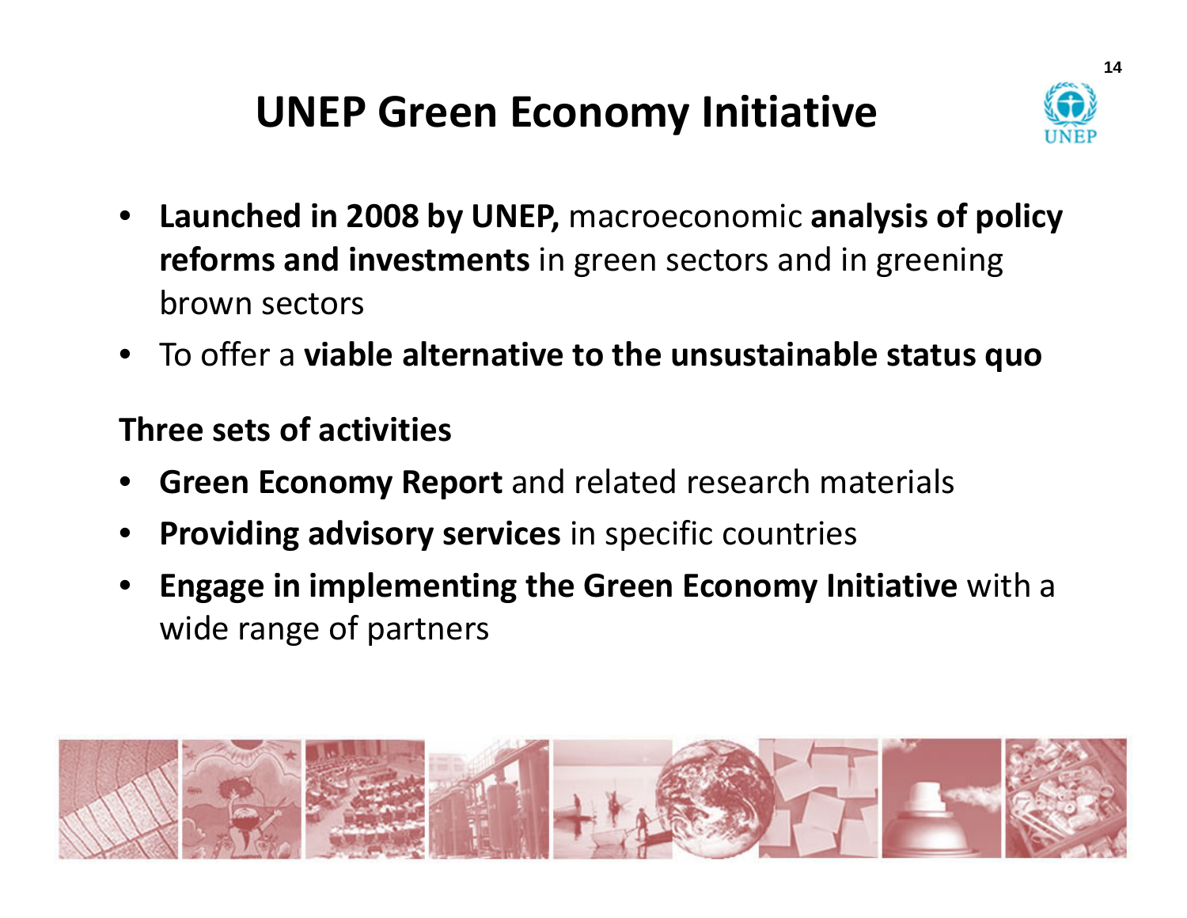# UNEP Green Economy Initiative

- **Launched in 2008 by UNEP,** macroeconomic **analysis of policy reforms and investments** in green sectors and in greening brown sectors
- To offer a **viable alternative to the unsustainable status quo**

**Three sets of activities**

- **Green Economy Report** and related research materials
- **Providing advisory services** in specific countries
- **Engage in implementing the Green Economy Initiative** with a wide range of partners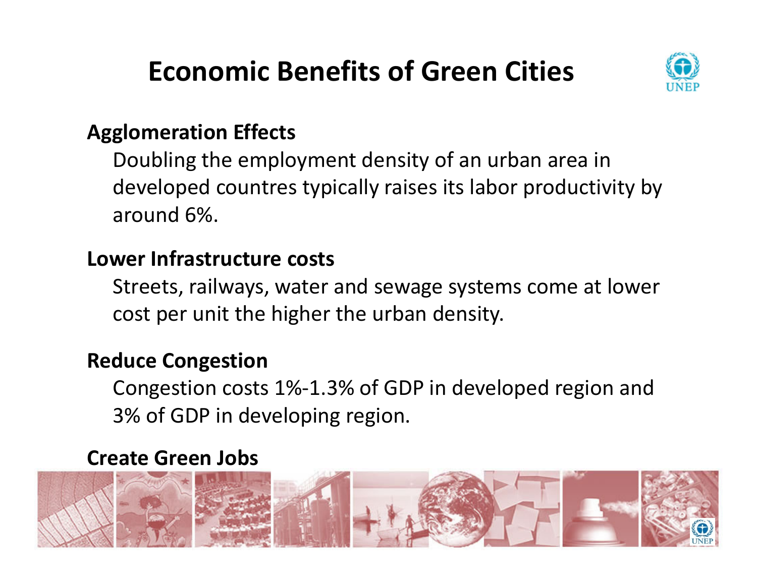# Economic Benefits of Green Cities

**Agglomeration Effects**

Doubling the employment density of an urban area in developed countres typically raises its labor productivity by around 6%.

**Lower Infrastructure costs**

Streets, railways, water and sewage systems come at lower cost per unit the higher the urban density.

**Reduce Congestion**

Congestion costs 1%-1.3% of GDP in developed region and 3% of GDP in developing region.

**Create Green Jobs**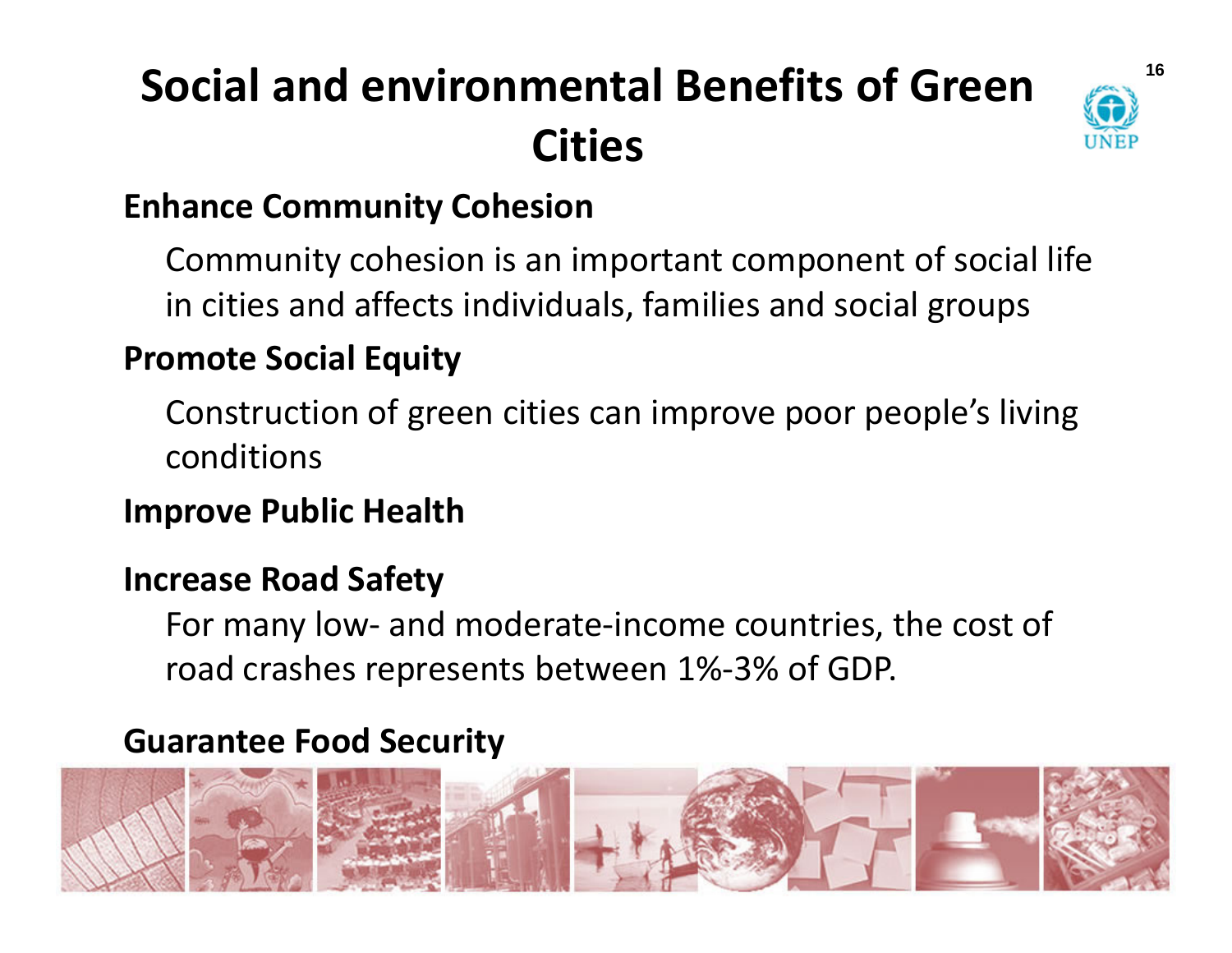# Social and environmental Benefits of Green Cities

**Enhance Community Cohesion**

Community cohesion is an important component of social life in cities and affects individuals, families and social groups

**Promote Social Equity**

Construction of green cities can improve poor people's living conditions

**Improve Public Health**

**Increase Road Safety**

For many low- and moderate-income countries, the cost of road crashes represents between 1%-3% of GDP.

**Guarantee Food Security**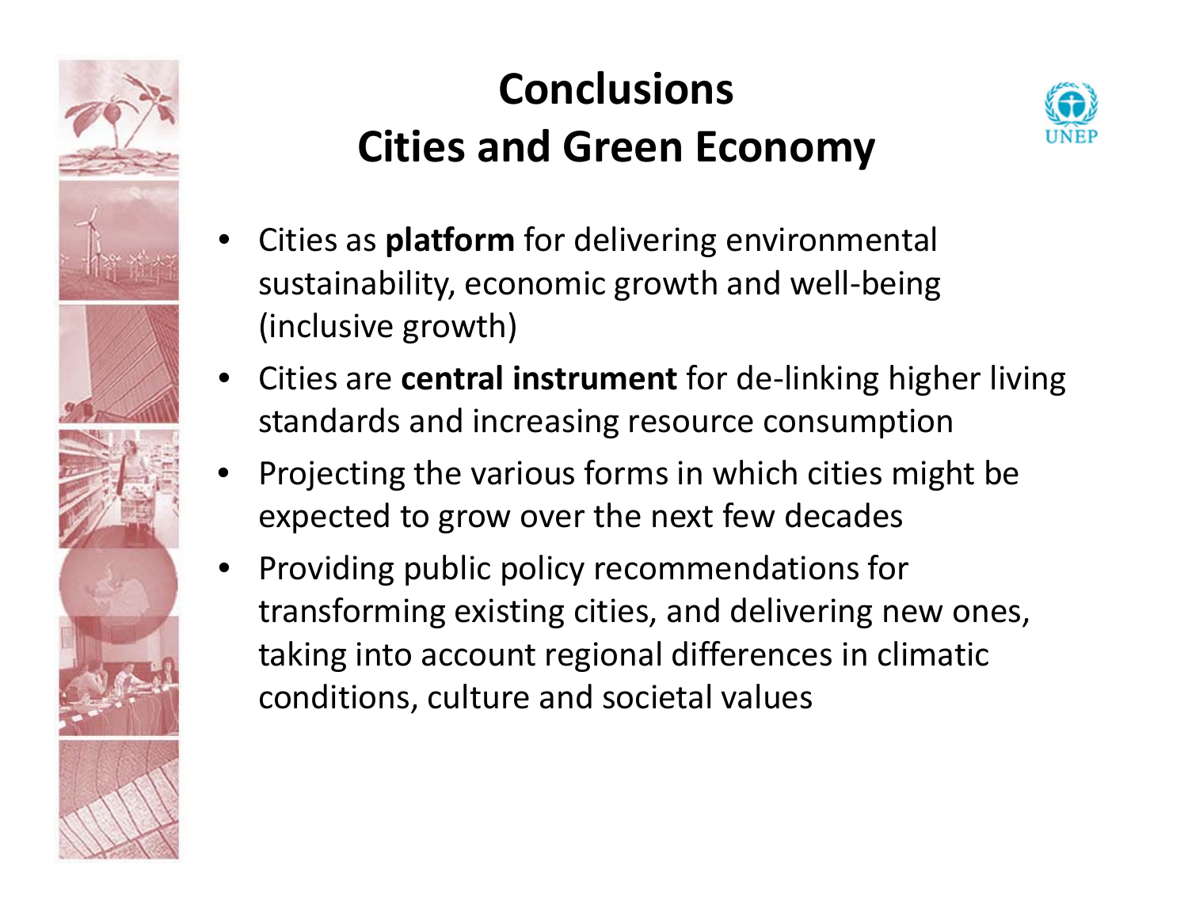# Conclusions
# Cities and Green Economy

- Cities as **platform** for delivering environmental sustainability, economic growth and well-being (inclusive growth)
- Cities are **central instrument** for de-linking higher living standards and increasing resource consumption
- Projecting the various forms in which cities might be expected to grow over the next few decades
- Providing public policy recommendations for transforming existing cities, and delivering new ones, taking into account regional differences in climatic conditions, culture and societal values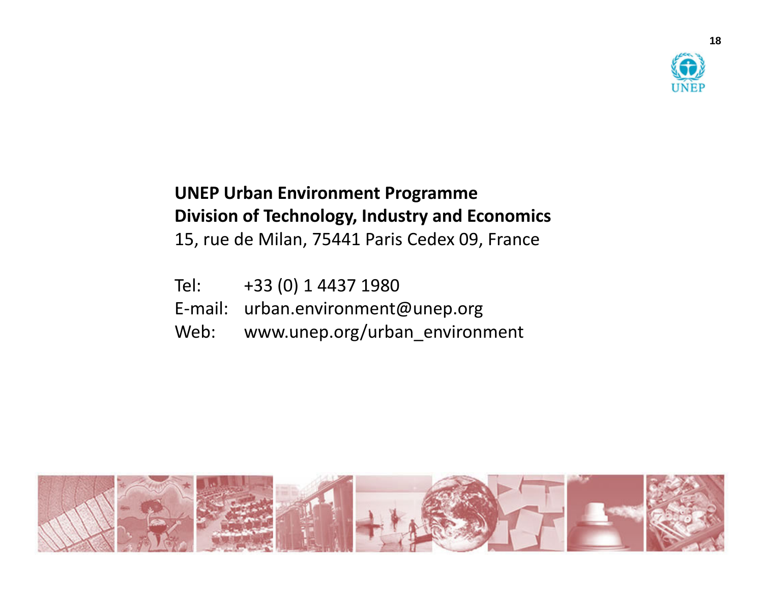**UNEP Urban Environment Programme**
**Division of Technology, Industry and Economics**
15, rue de Milan, 75441 Paris Cedex 09, France

Tel: +33 (0) 1 4437 1980
E-mail: urban.environment@unep.org
Web: www.unep.org/urban_environment